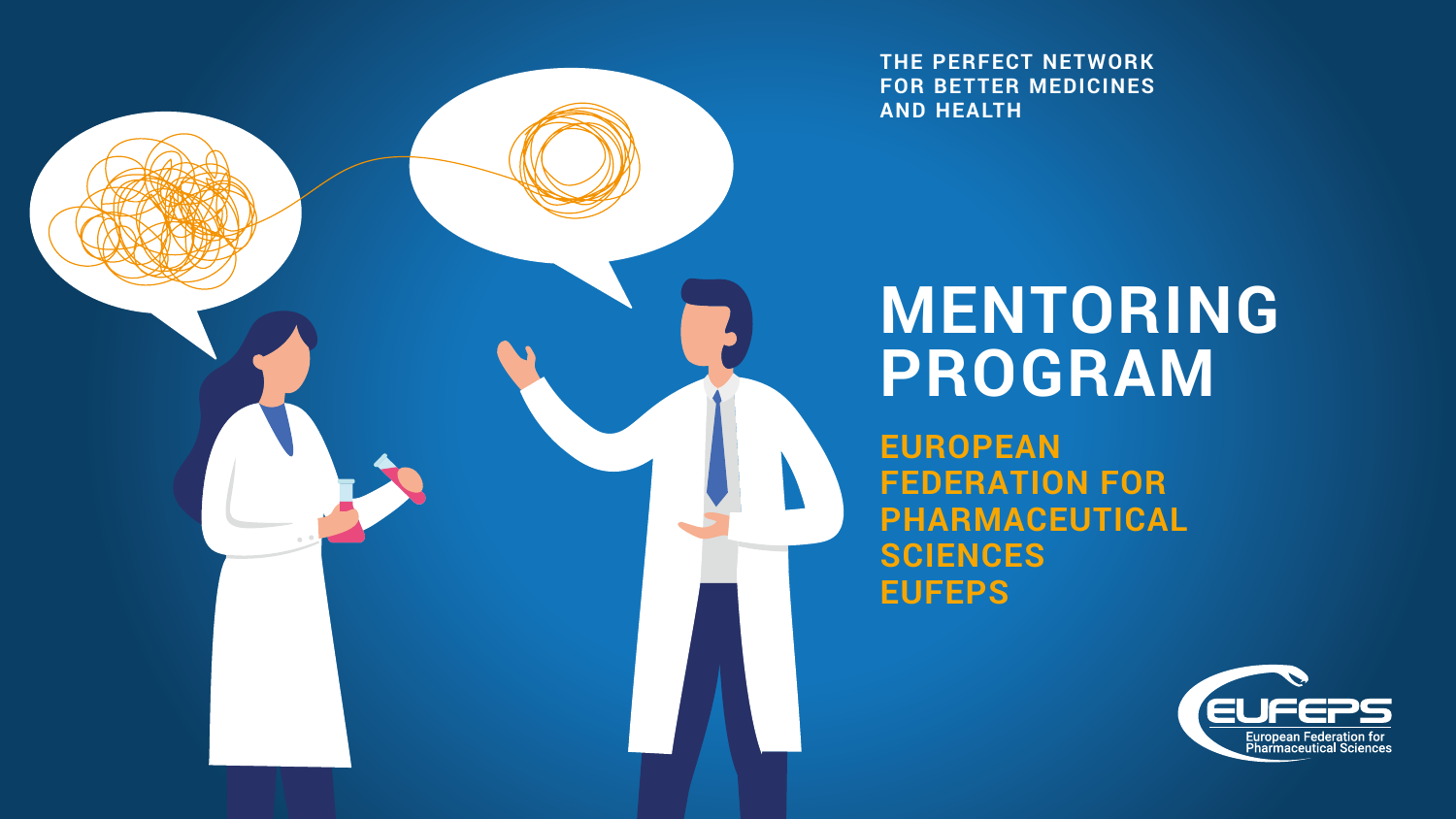THE PERFECT NETWORK FOR BETTER MEDICINES AND HEALTH

# MENTORING PROGRAM

## EUROPEAN FEDERATION FOR PHARMACEUTICAL SCIENCES EUFEPS

EUFEPS
European Federation for Pharmaceutical Sciences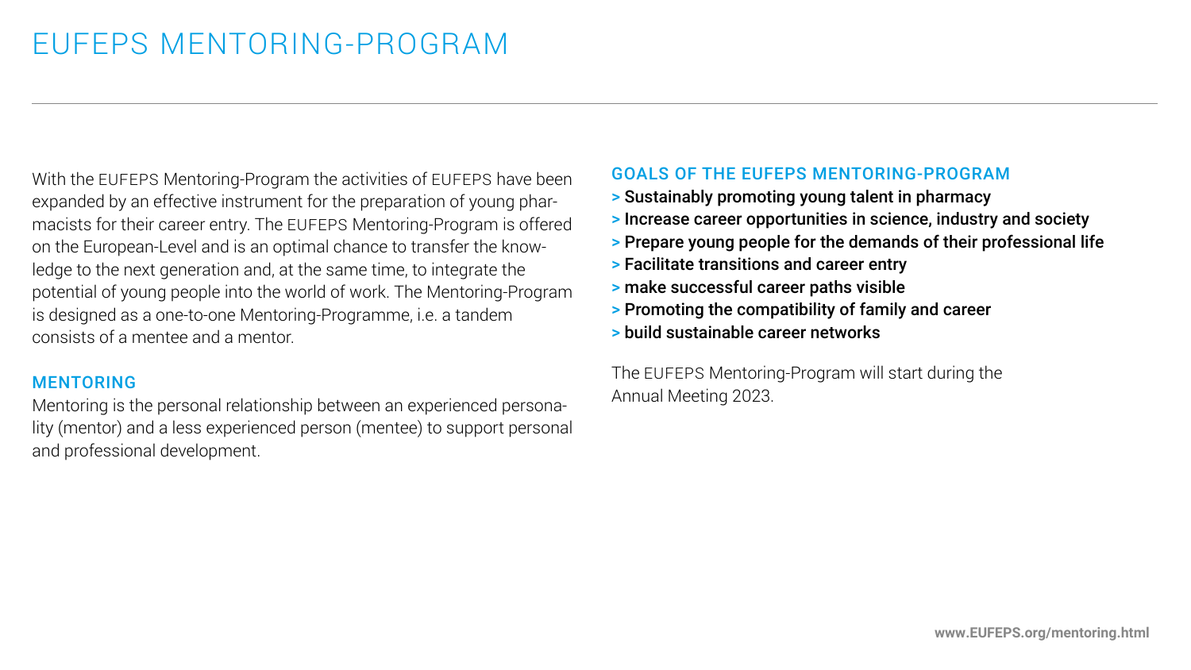# EUFEPS MENTORING-PROGRAM

With the EUFEPS Mentoring-Program the activities of EUFEPS have been expanded by an effective instrument for the preparation of young pharmacists for their career entry. The EUFEPS Mentoring-Program is offered on the European-Level and is an optimal chance to transfer the knowledge to the next generation and, at the same time, to integrate the potential of young people into the world of work. The Mentoring-Program is designed as a one-to-one Mentoring-Programme, i.e. a tandem consists of a mentee and a mentor.

## MENTORING

Mentoring is the personal relationship between an experienced personality (mentor) and a less experienced person (mentee) to support personal and professional development.

## GOALS OF THE EUFEPS MENTORING-PROGRAM

> **Sustainably promoting young talent in pharmacy**
> **Increase career opportunities in science, industry and society**
> **Prepare young people for the demands of their professional life**
> **Facilitate transitions and career entry**
> **make successful career paths visible**
> **Promoting the compatibility of family and career**
> **build sustainable career networks**

The EUFEPS Mentoring-Program will start during the Annual Meeting 2023.

**www.EUFEPS.org/mentoring.html**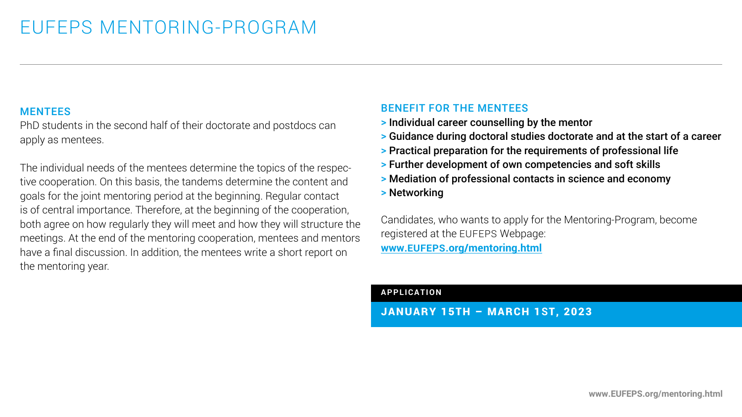# EUFEPS MENTORING-PROGRAM

## MENTEES

PhD students in the second half of their doctorate and postdocs can apply as mentees.

The individual needs of the mentees determine the topics of the respective cooperation. On this basis, the tandems determine the content and goals for the joint mentoring period at the beginning. Regular contact is of central importance. Therefore, at the beginning of the cooperation, both agree on how regularly they will meet and how they will structure the meetings. At the end of the mentoring cooperation, mentees and mentors have a final discussion. In addition, the mentees write a short report on the mentoring year.

## BENEFIT FOR THE MENTEES

- **Individual career counselling by the mentor**
- **Guidance during doctoral studies doctorate and at the start of a career**
- **Practical preparation for the requirements of professional life**
- **Further development of own competencies and soft skills**
- **Mediation of professional contacts in science and economy**
- **Networking**

Candidates, who wants to apply for the Mentoring-Program, become registered at the EUFEPS Webpage:
**www.EUFEPS.org/mentoring.html**

**APPLICATION**

**JANUARY 15TH – MARCH 1ST, 2023**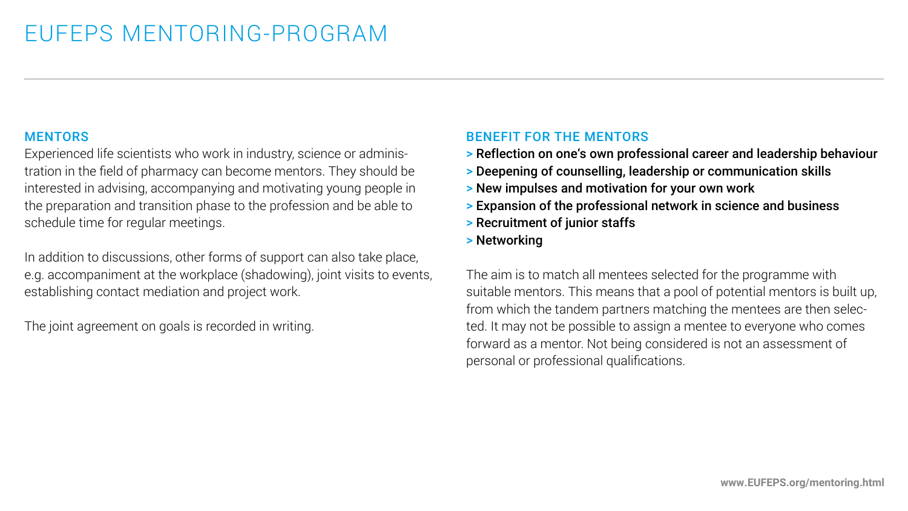# EUFEPS MENTORING-PROGRAM

## MENTORS

Experienced life scientists who work in industry, science or administration in the field of pharmacy can become mentors. They should be interested in advising, accompanying and motivating young people in the preparation and transition phase to the profession and be able to schedule time for regular meetings.

In addition to discussions, other forms of support can also take place, e.g. accompaniment at the workplace (shadowing), joint visits to events, establishing contact mediation and project work.

The joint agreement on goals is recorded in writing.

## BENEFIT FOR THE MENTORS

> **Reflection on one's own professional career and leadership behaviour**
> **Deepening of counselling, leadership or communication skills**
> **New impulses and motivation for your own work**
> **Expansion of the professional network in science and business**
> **Recruitment of junior staffs**
> **Networking**

The aim is to match all mentees selected for the programme with suitable mentors. This means that a pool of potential mentors is built up, from which the tandem partners matching the mentees are then selected. It may not be possible to assign a mentee to everyone who comes forward as a mentor. Not being considered is not an assessment of personal or professional qualifications.

**www.EUFEPS.org/mentoring.html**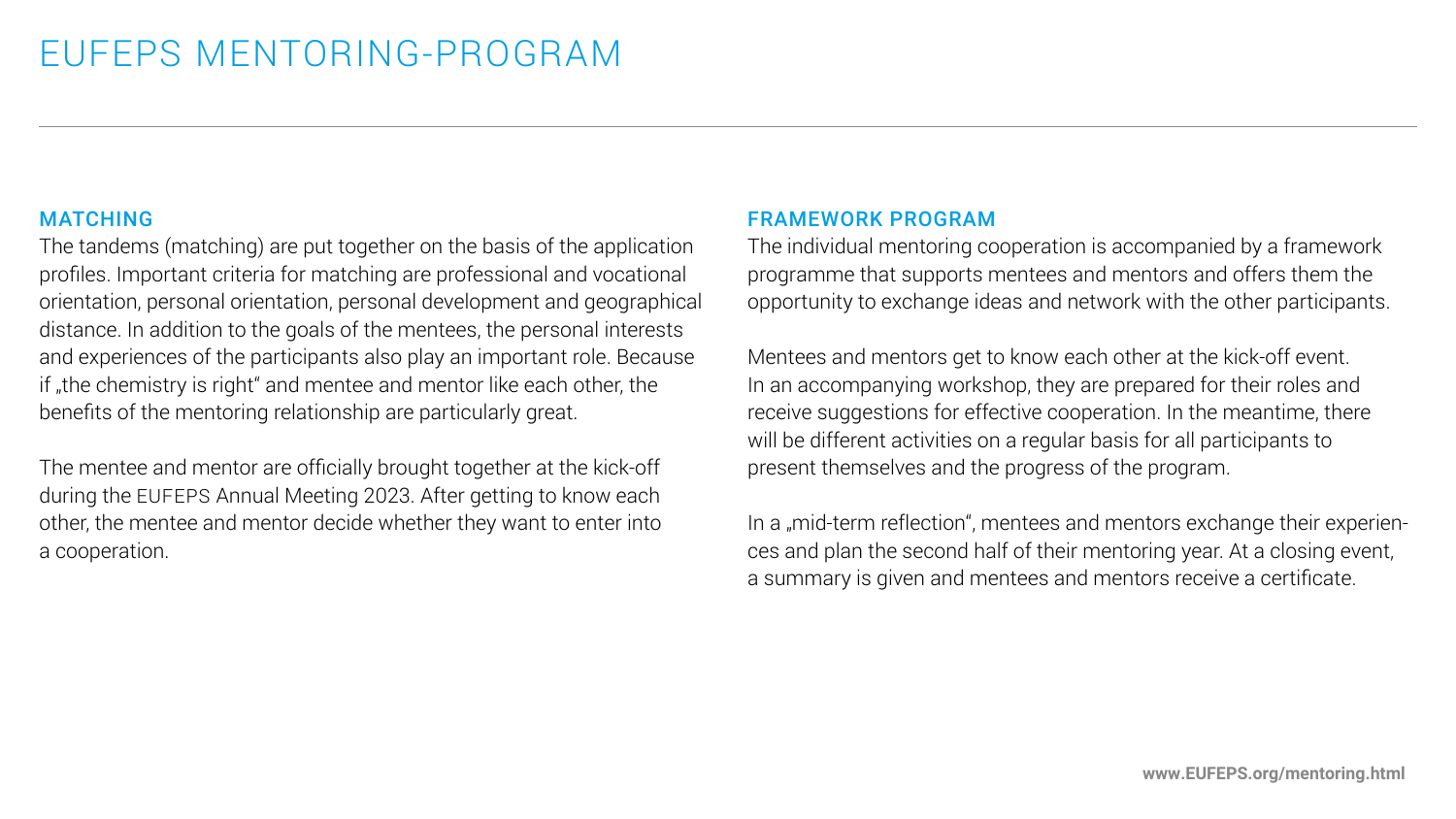# EUFEPS MENTORING-PROGRAM

## MATCHING

The tandems (matching) are put together on the basis of the application profiles. Important criteria for matching are professional and vocational orientation, personal orientation, personal development and geographical distance. In addition to the goals of the mentees, the personal interests and experiences of the participants also play an important role. Because if „the chemistry is right" and mentee and mentor like each other, the benefits of the mentoring relationship are particularly great.

The mentee and mentor are officially brought together at the kick-off during the EUFEPS Annual Meeting 2023. After getting to know each other, the mentee and mentor decide whether they want to enter into a cooperation.

## FRAMEWORK PROGRAM

The individual mentoring cooperation is accompanied by a framework programme that supports mentees and mentors and offers them the opportunity to exchange ideas and network with the other participants.

Mentees and mentors get to know each other at the kick-off event. In an accompanying workshop, they are prepared for their roles and receive suggestions for effective cooperation. In the meantime, there will be different activities on a regular basis for all participants to present themselves and the progress of the program.

In a „mid-term reflection", mentees and mentors exchange their experiences and plan the second half of their mentoring year. At a closing event, a summary is given and mentees and mentors receive a certificate.

**www.EUFEPS.org/mentoring.html**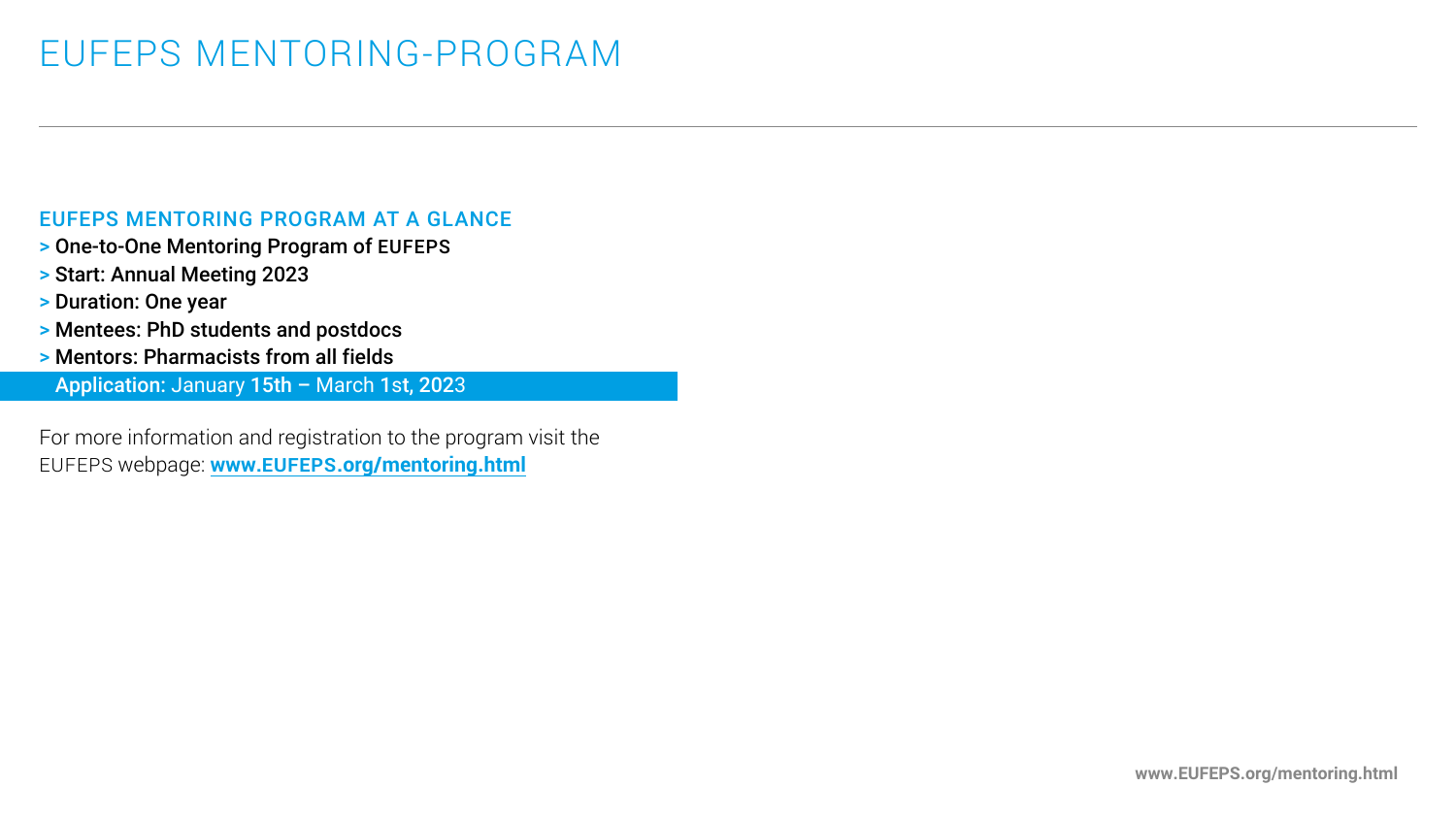# EUFEPS MENTORING-PROGRAM

## EUFEPS MENTORING PROGRAM AT A GLANCE

- > **One-to-One Mentoring Program of EUFEPS**
- > **Start: Annual Meeting 2023**
- > **Duration: One year**
- > **Mentees: PhD students and postdocs**
- > **Mentors: Pharmacists from all fields**

**Application:** January **15th –** March **1st, 2023**

For more information and registration to the program visit the EUFEPS webpage: **www.EUFEPS.org/mentoring.html**

www.EUFEPS.org/mentoring.html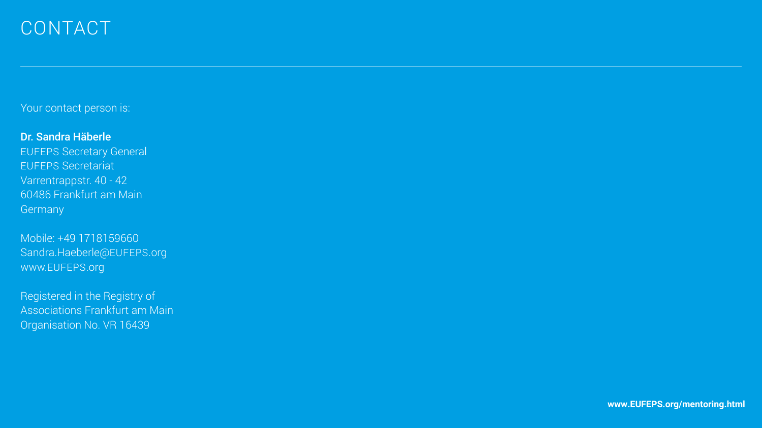# CONTACT

Your contact person is:

**Dr. Sandra Häberle**  
EUFEPS Secretary General  
EUFEPS Secretariat  
Varrentrappstr. 40 - 42  
60486 Frankfurt am Main  
Germany

Mobile: +49 1718159660  
Sandra.Haeberle@EUFEPS.org  
www.EUFEPS.org

Registered in the Registry of  
Associations Frankfurt am Main  
Organisation No. VR 16439

**www.EUFEPS.org/mentoring.html**